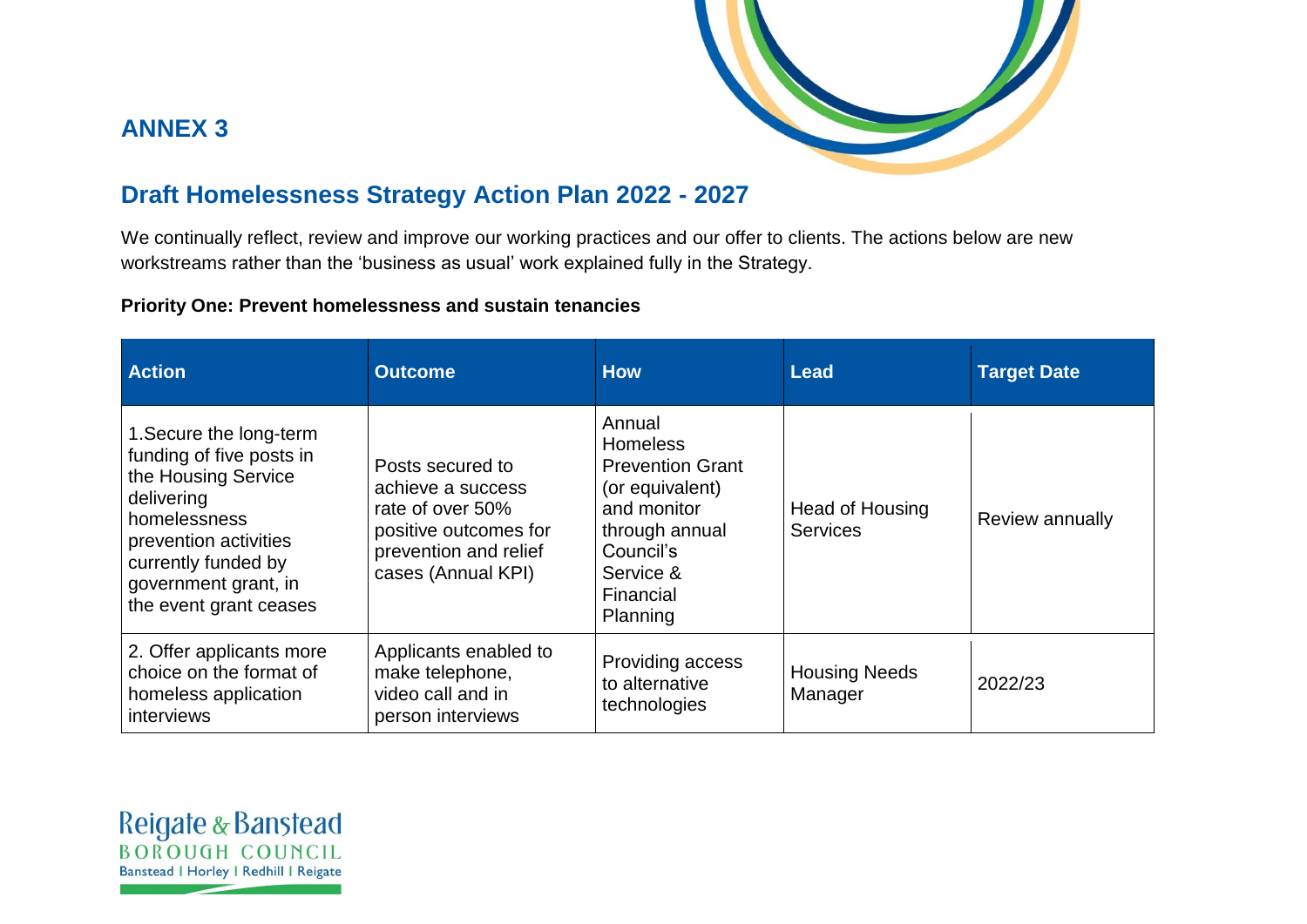## ANNEX 3

## Draft Homelessness Strategy Action Plan 2022 - 2027

We continually reflect, review and improve our working practices and our offer to clients. The actions below are new workstreams rather than the 'business as usual' work explained fully in the Strategy.

**Priority One: Prevent homelessness and sustain tenancies**

| Action | Outcome | How | Lead | Target Date |
|---|---|---|---|---|
| 1.Secure the long-term funding of five posts in the Housing Service delivering homelessness prevention activities currently funded by government grant, in the event grant ceases | Posts secured to achieve a success rate of over 50% positive outcomes for prevention and relief cases (Annual KPI) | Annual Homeless Prevention Grant (or equivalent) and monitor through annual Council's Service & Financial Planning | Head of Housing Services | Review annually |
| 2. Offer applicants more choice on the format of homeless application interviews | Applicants enabled to make telephone, video call and in person interviews | Providing access to alternative technologies | Housing Needs Manager | 2022/23 |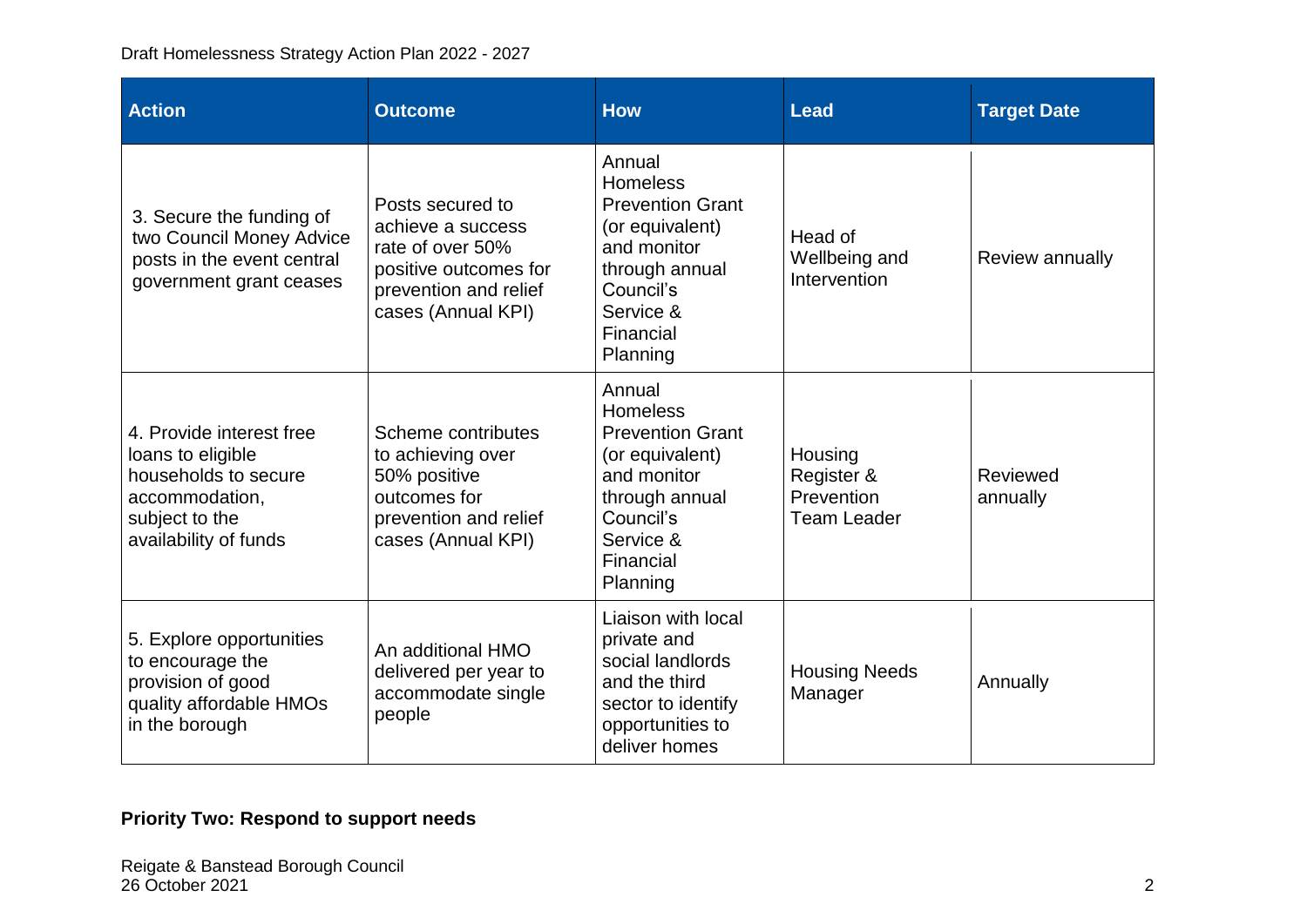| Action | Outcome | How | Lead | Target Date |
|---|---|---|---|---|
| 3. Secure the funding of two Council Money Advice posts in the event central government grant ceases | Posts secured to achieve a success rate of over 50% positive outcomes for prevention and relief cases (Annual KPI) | Annual Homeless Prevention Grant (or equivalent) and monitor through annual Council's Service & Financial Planning | Head of Wellbeing and Intervention | Review annually |
| 4. Provide interest free loans to eligible households to secure accommodation, subject to the availability of funds | Scheme contributes to achieving over 50% positive outcomes for prevention and relief cases (Annual KPI) | Annual Homeless Prevention Grant (or equivalent) and monitor through annual Council's Service & Financial Planning | Housing Register & Prevention Team Leader | Reviewed annually |
| 5. Explore opportunities to encourage the provision of good quality affordable HMOs in the borough | An additional HMO delivered per year to accommodate single people | Liaison with local private and social landlords and the third sector to identify opportunities to deliver homes | Housing Needs Manager | Annually |

**Priority Two: Respond to support needs**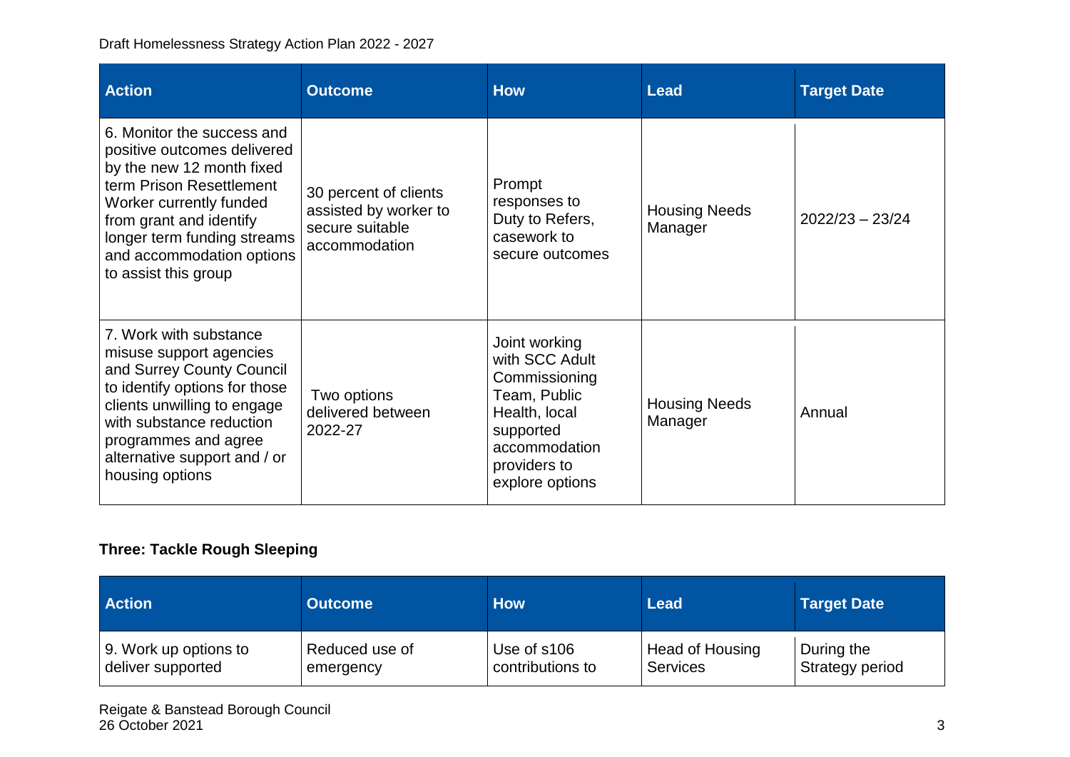| Action | Outcome | How | Lead | Target Date |
|---|---|---|---|---|
| 6. Monitor the success and positive outcomes delivered by the new 12 month fixed term Prison Resettlement Worker currently funded from grant and identify longer term funding streams and accommodation options to assist this group | 30 percent of clients assisted by worker to secure suitable accommodation | Prompt responses to Duty to Refers, casework to secure outcomes | Housing Needs Manager | 2022/23 – 23/24 |
| 7. Work with substance misuse support agencies and Surrey County Council to identify options for those clients unwilling to engage with substance reduction programmes and agree alternative support and / or housing options | Two options delivered between 2022-27 | Joint working with SCC Adult Commissioning Team, Public Health, local supported accommodation providers to explore options | Housing Needs Manager | Annual |

### Three: Tackle Rough Sleeping

| Action | Outcome | How | Lead | Target Date |
|---|---|---|---|---|
| 9. Work up options to deliver supported | Reduced use of emergency | Use of s106 contributions to | Head of Housing Services | During the Strategy period |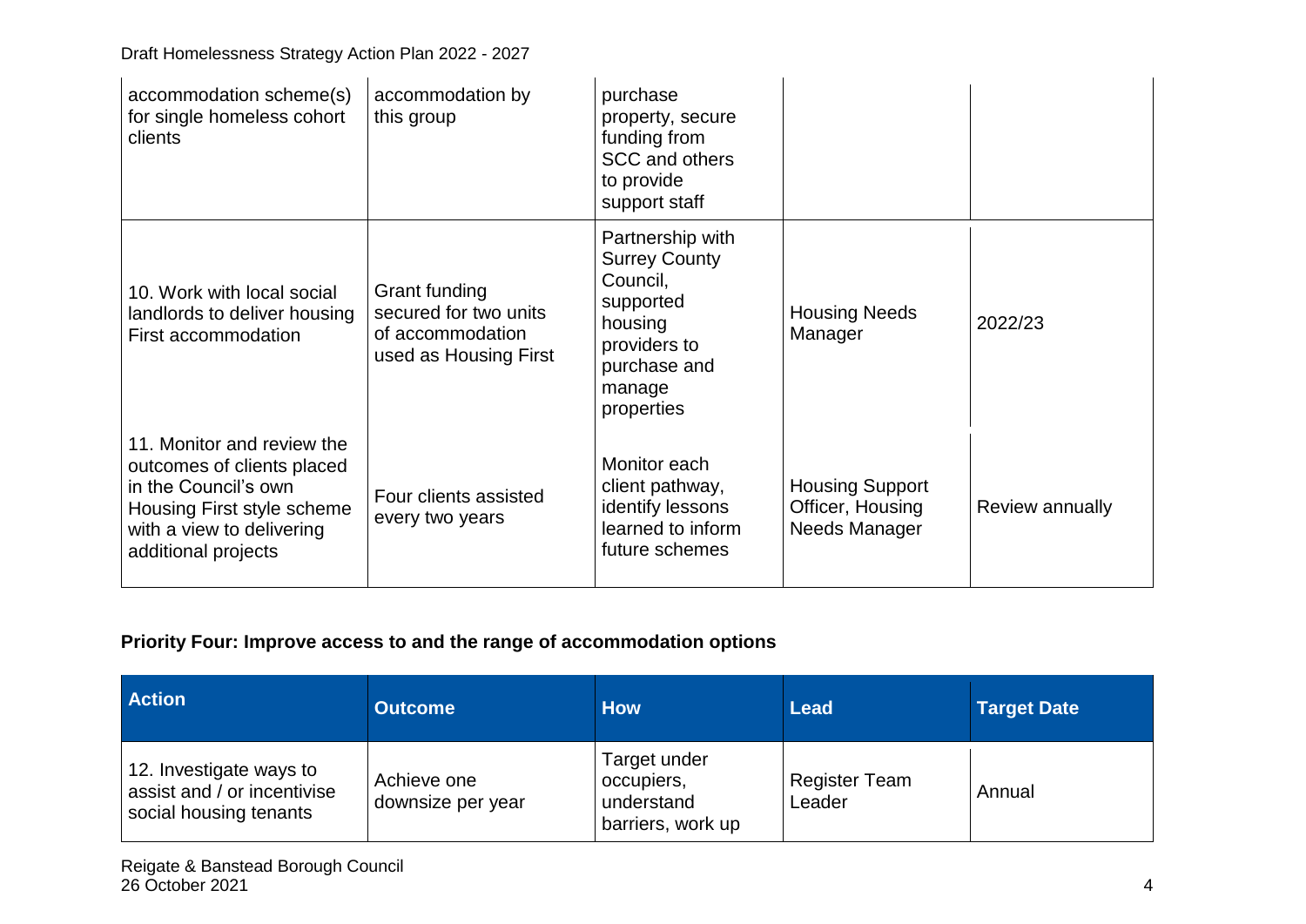| | | | | |
|---|---|---|---|---|
| accommodation scheme(s) for single homeless cohort clients | accommodation by this group | purchase property, secure funding from SCC and others to provide support staff | | |
| 10. Work with local social landlords to deliver housing First accommodation | Grant funding secured for two units of accommodation used as Housing First | Partnership with Surrey County Council, supported housing providers to purchase and manage properties | Housing Needs Manager | 2022/23 |
| 11. Monitor and review the outcomes of clients placed in the Council's own Housing First style scheme with a view to delivering additional projects | Four clients assisted every two years | Monitor each client pathway, identify lessons learned to inform future schemes | Housing Support Officer, Housing Needs Manager | Review annually |

**Priority Four: Improve access to and the range of accommodation options**

| Action | Outcome | How | Lead | Target Date |
|---|---|---|---|---|
| 12. Investigate ways to assist and / or incentivise social housing tenants | Achieve one downsize per year | Target under occupiers, understand barriers, work up | Register Team Leader | Annual |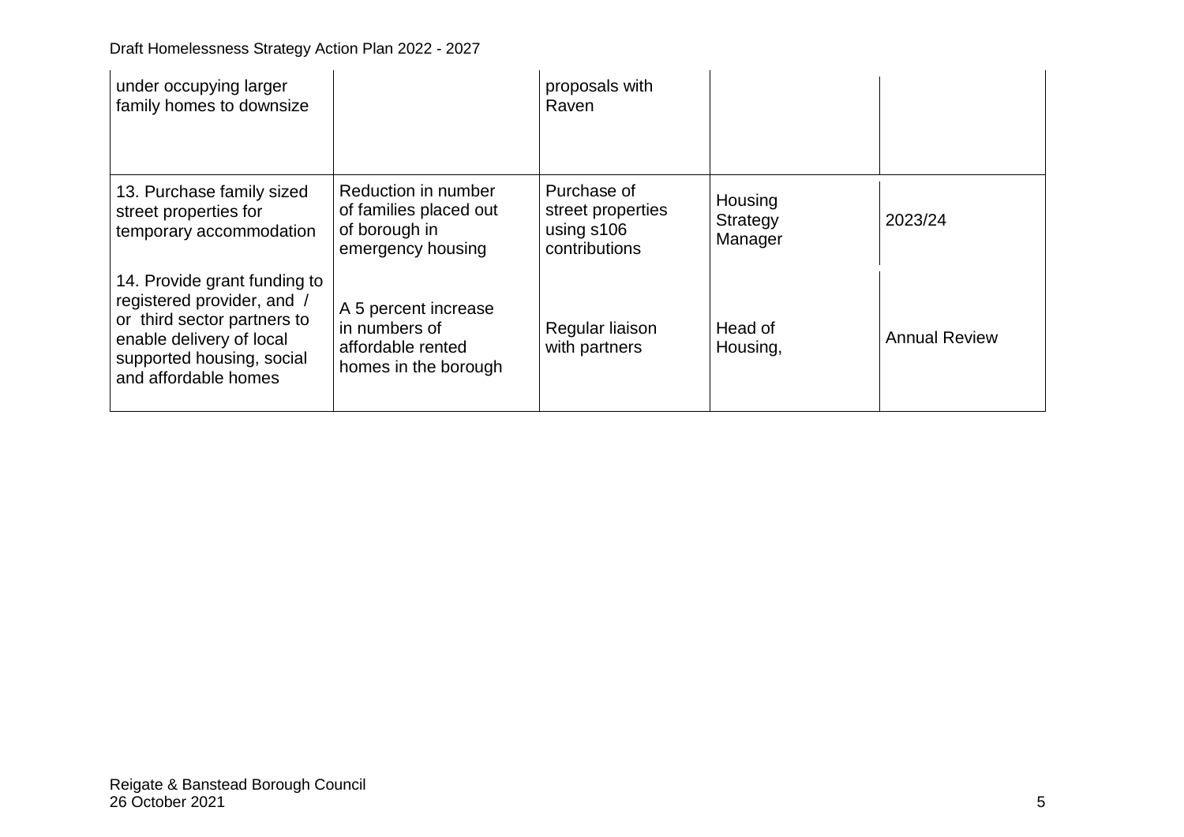| | | | | |
|---|---|---|---|---|
| under occupying larger family homes to downsize | | proposals with Raven | | |
| 13. Purchase family sized street properties for temporary accommodation | Reduction in number of families placed out of borough in emergency housing | Purchase of street properties using s106 contributions | Housing Strategy Manager | 2023/24 |
| 14. Provide grant funding to registered provider, and / or third sector partners to enable delivery of local supported housing, social and affordable homes | A 5 percent increase in numbers of affordable rented homes in the borough | Regular liaison with partners | Head of Housing, | Annual Review |